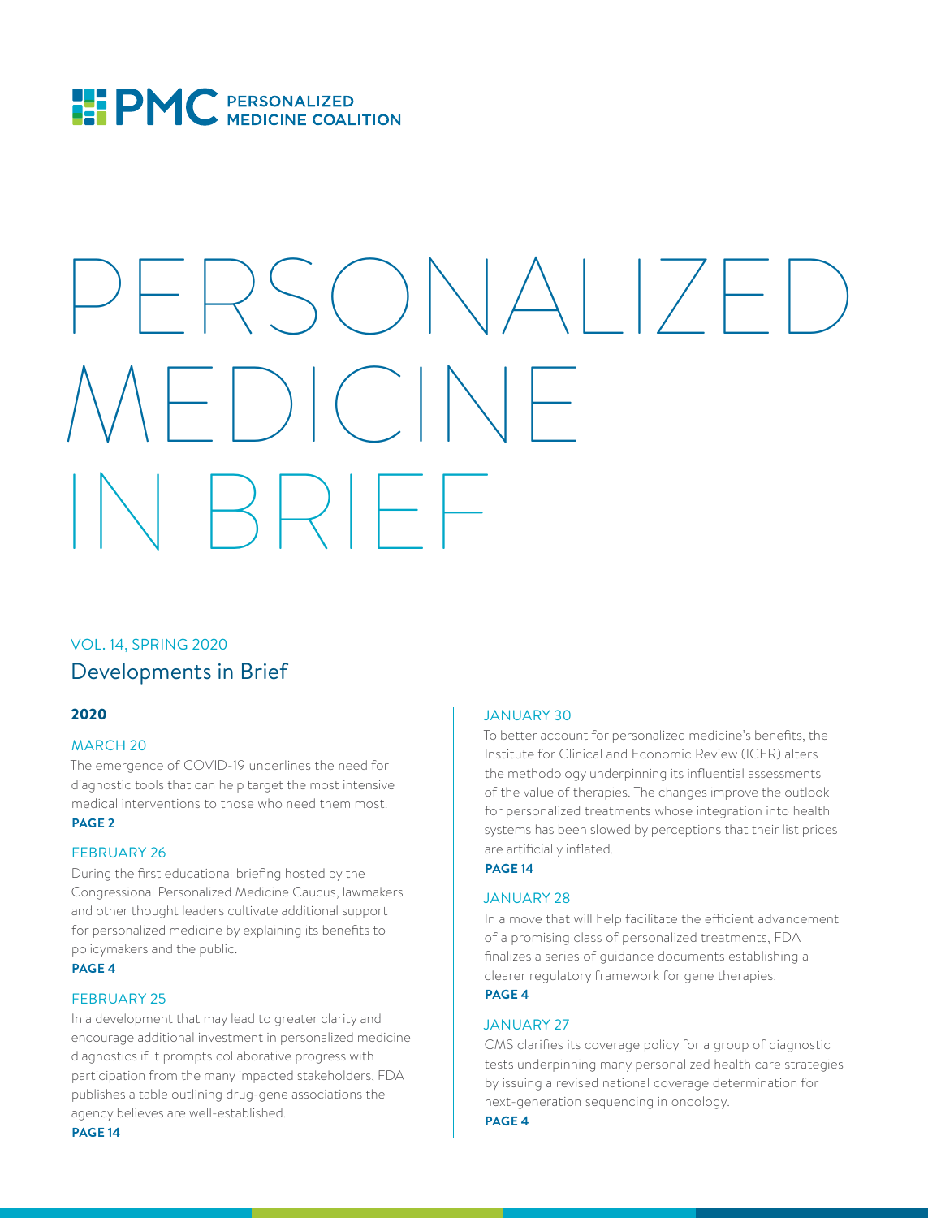PMC PERSONALIZED MEDICINE COALITION

# PERSONALIZED MEDICINE IN BRIEF

VOL. 14, SPRING 2020

## Developments in Brief

### 2020

#### MARCH 20

The emergence of COVID-19 underlines the need for diagnostic tools that can help target the most intensive medical interventions to those who need them most.

**PAGE 2**

#### FEBRUARY 26

During the first educational briefing hosted by the Congressional Personalized Medicine Caucus, lawmakers and other thought leaders cultivate additional support for personalized medicine by explaining its benefits to policymakers and the public.

**PAGE 4**

#### FEBRUARY 25

In a development that may lead to greater clarity and encourage additional investment in personalized medicine diagnostics if it prompts collaborative progress with participation from the many impacted stakeholders, FDA publishes a table outlining drug-gene associations the agency believes are well-established.

**PAGE 14**

#### JANUARY 30

To better account for personalized medicine's benefits, the Institute for Clinical and Economic Review (ICER) alters the methodology underpinning its influential assessments of the value of therapies. The changes improve the outlook for personalized treatments whose integration into health systems has been slowed by perceptions that their list prices are artificially inflated.

**PAGE 14**

#### JANUARY 28

In a move that will help facilitate the efficient advancement of a promising class of personalized treatments, FDA finalizes a series of guidance documents establishing a clearer regulatory framework for gene therapies.

**PAGE 4**

#### JANUARY 27

CMS clarifies its coverage policy for a group of diagnostic tests underpinning many personalized health care strategies by issuing a revised national coverage determination for next-generation sequencing in oncology.

**PAGE 4**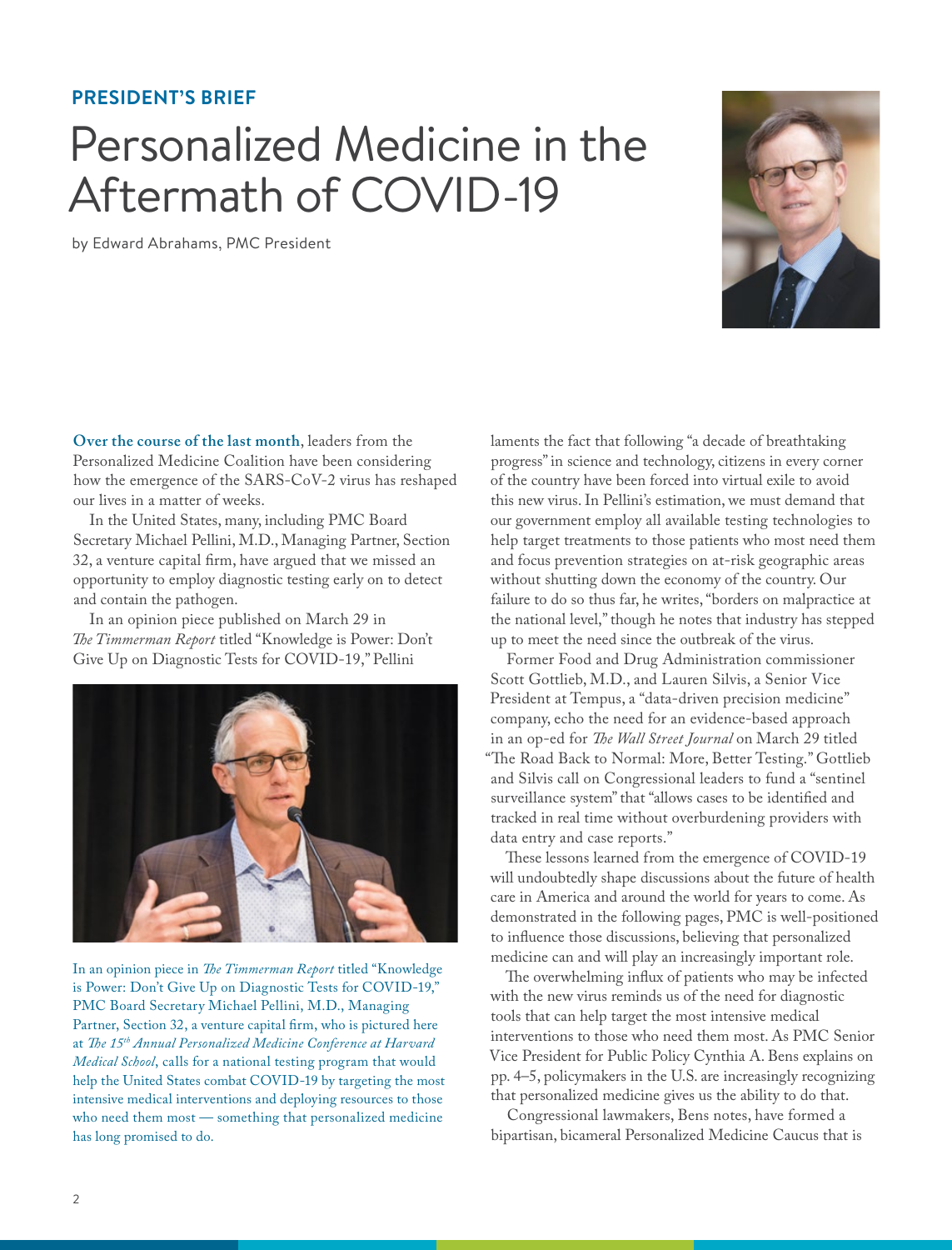**PRESIDENT'S BRIEF**

# Personalized Medicine in the Aftermath of COVID-19

by Edward Abrahams, PMC President

**Over the course of the last month**, leaders from the Personalized Medicine Coalition have been considering how the emergence of the SARS-CoV-2 virus has reshaped our lives in a matter of weeks.

In the United States, many, including PMC Board Secretary Michael Pellini, M.D., Managing Partner, Section 32, a venture capital firm, have argued that we missed an opportunity to employ diagnostic testing early on to detect and contain the pathogen.

In an opinion piece published on March 29 in *The Timmerman Report* titled "Knowledge is Power: Don't Give Up on Diagnostic Tests for COVID-19," Pellini laments the fact that following "a decade of breathtaking progress" in science and technology, citizens in every corner of the country have been forced into virtual exile to avoid this new virus. In Pellini's estimation, we must demand that our government employ all available testing technologies to help target treatments to those patients who most need them and focus prevention strategies on at-risk geographic areas without shutting down the economy of the country. Our failure to do so thus far, he writes, "borders on malpractice at the national level," though he notes that industry has stepped up to meet the need since the outbreak of the virus.

In an opinion piece in *The Timmerman Report* titled "Knowledge is Power: Don't Give Up on Diagnostic Tests for COVID-19," PMC Board Secretary Michael Pellini, M.D., Managing Partner, Section 32, a venture capital firm, who is pictured here at *The 15th Annual Personalized Medicine Conference at Harvard Medical School*, calls for a national testing program that would help the United States combat COVID-19 by targeting the most intensive medical interventions and deploying resources to those who need them most — something that personalized medicine has long promised to do.

Former Food and Drug Administration commissioner Scott Gottlieb, M.D., and Lauren Silvis, a Senior Vice President at Tempus, a "data-driven precision medicine" company, echo the need for an evidence-based approach in an op-ed for *The Wall Street Journal* on March 29 titled "The Road Back to Normal: More, Better Testing." Gottlieb and Silvis call on Congressional leaders to fund a "sentinel surveillance system" that "allows cases to be identified and tracked in real time without overburdening providers with data entry and case reports."

These lessons learned from the emergence of COVID-19 will undoubtedly shape discussions about the future of health care in America and around the world for years to come. As demonstrated in the following pages, PMC is well-positioned to influence those discussions, believing that personalized medicine can and will play an increasingly important role.

The overwhelming influx of patients who may be infected with the new virus reminds us of the need for diagnostic tools that can help target the most intensive medical interventions to those who need them most. As PMC Senior Vice President for Public Policy Cynthia A. Bens explains on pp. 4–5, policymakers in the U.S. are increasingly recognizing that personalized medicine gives us the ability to do that.

Congressional lawmakers, Bens notes, have formed a bipartisan, bicameral Personalized Medicine Caucus that is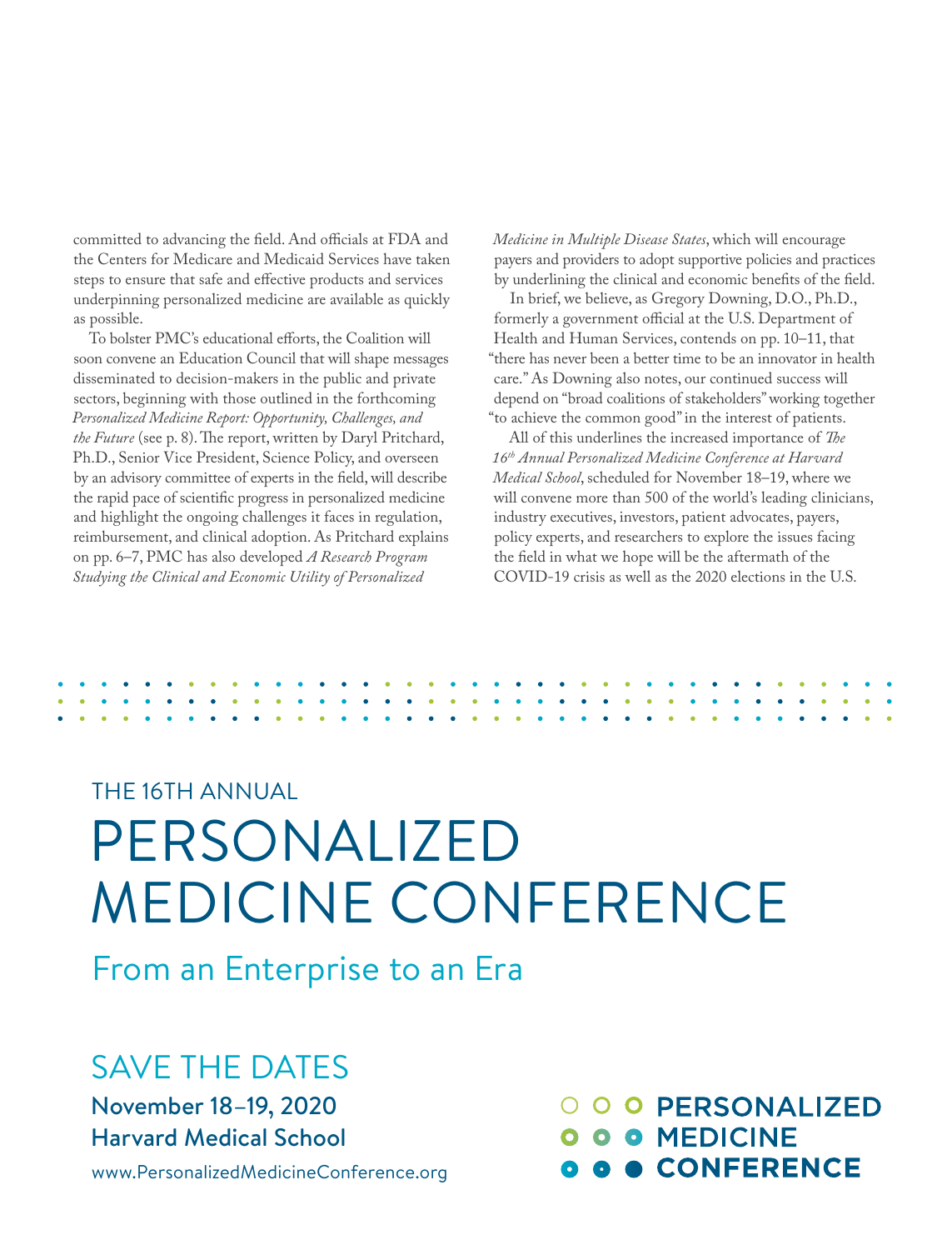committed to advancing the field. And officials at FDA and the Centers for Medicare and Medicaid Services have taken steps to ensure that safe and effective products and services underpinning personalized medicine are available as quickly as possible.

To bolster PMC's educational efforts, the Coalition will soon convene an Education Council that will shape messages disseminated to decision-makers in the public and private sectors, beginning with those outlined in the forthcoming *Personalized Medicine Report: Opportunity, Challenges, and the Future* (see p. 8). The report, written by Daryl Pritchard, Ph.D., Senior Vice President, Science Policy, and overseen by an advisory committee of experts in the field, will describe the rapid pace of scientific progress in personalized medicine and highlight the ongoing challenges it faces in regulation, reimbursement, and clinical adoption. As Pritchard explains on pp. 6–7, PMC has also developed *A Research Program Studying the Clinical and Economic Utility of Personalized Medicine in Multiple Disease States*, which will encourage payers and providers to adopt supportive policies and practices by underlining the clinical and economic benefits of the field.

In brief, we believe, as Gregory Downing, D.O., Ph.D., formerly a government official at the U.S. Department of Health and Human Services, contends on pp. 10–11, that "there has never been a better time to be an innovator in health care." As Downing also notes, our continued success will depend on "broad coalitions of stakeholders" working together "to achieve the common good" in the interest of patients.

All of this underlines the increased importance of *The 16th Annual Personalized Medicine Conference at Harvard Medical School*, scheduled for November 18–19, where we will convene more than 500 of the world's leading clinicians, industry executives, investors, patient advocates, payers, policy experts, and researchers to explore the issues facing the field in what we hope will be the aftermath of the COVID-19 crisis as well as the 2020 elections in the U.S.

THE 16TH ANNUAL

# PERSONALIZED MEDICINE CONFERENCE

## From an Enterprise to an Era

## SAVE THE DATES

**November 18–19, 2020**

**Harvard Medical School**

www.PersonalizedMedicineConference.org

**PERSONALIZED MEDICINE CONFERENCE**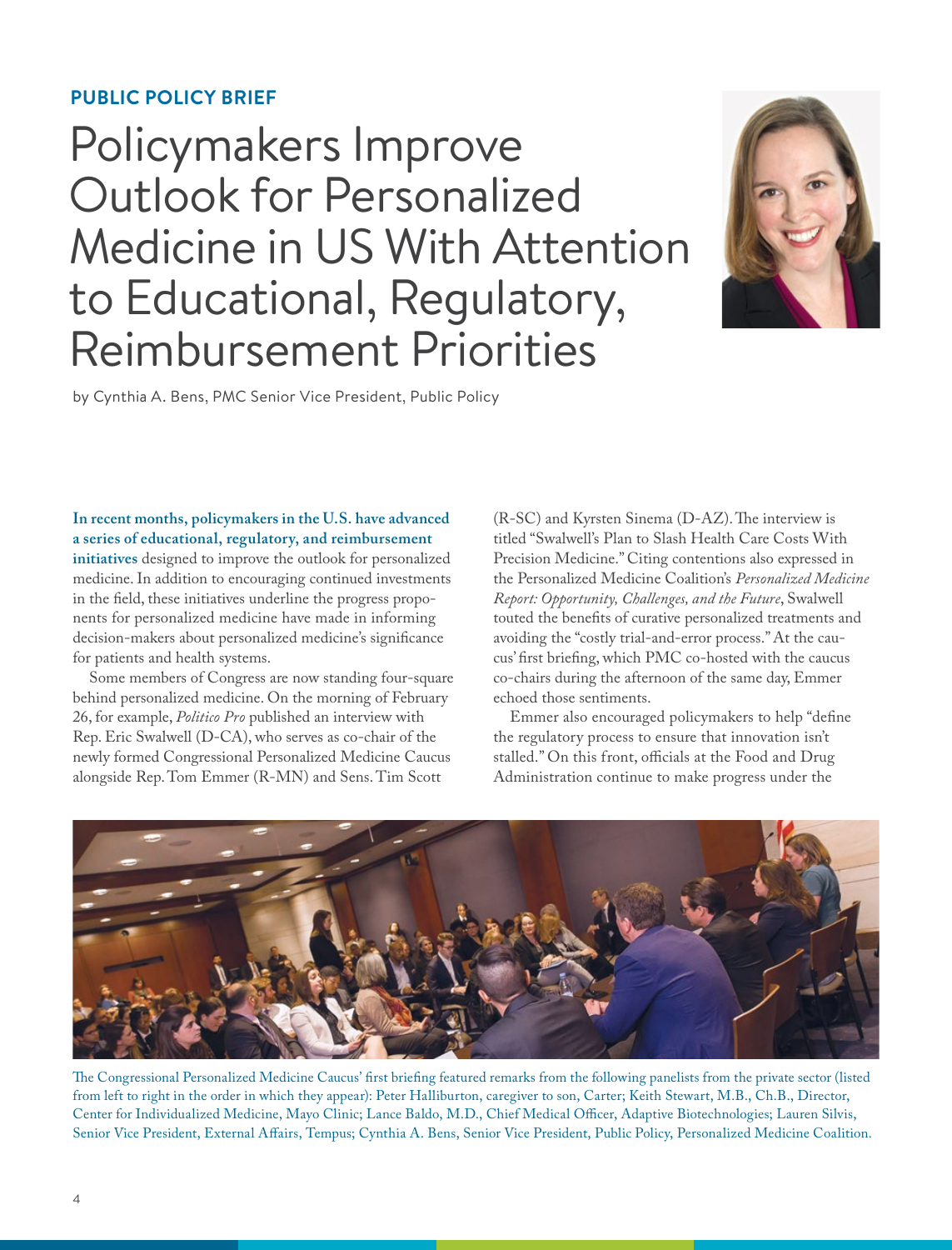**PUBLIC POLICY BRIEF**

# Policymakers Improve Outlook for Personalized Medicine in US With Attention to Educational, Regulatory, Reimbursement Priorities

by Cynthia A. Bens, PMC Senior Vice President, Public Policy

**In recent months, policymakers in the U.S. have advanced a series of educational, regulatory, and reimbursement initiatives** designed to improve the outlook for personalized medicine. In addition to encouraging continued investments in the field, these initiatives underline the progress proponents for personalized medicine have made in informing decision-makers about personalized medicine's significance for patients and health systems.

Some members of Congress are now standing four-square behind personalized medicine. On the morning of February 26, for example, *Politico Pro* published an interview with Rep. Eric Swalwell (D-CA), who serves as co-chair of the newly formed Congressional Personalized Medicine Caucus alongside Rep. Tom Emmer (R-MN) and Sens. Tim Scott (R-SC) and Kyrsten Sinema (D-AZ). The interview is titled "Swalwell's Plan to Slash Health Care Costs With Precision Medicine." Citing contentions also expressed in the Personalized Medicine Coalition's *Personalized Medicine Report: Opportunity, Challenges, and the Future*, Swalwell touted the benefits of curative personalized treatments and avoiding the "costly trial-and-error process." At the caucus' first briefing, which PMC co-hosted with the caucus co-chairs during the afternoon of the same day, Emmer echoed those sentiments.

Emmer also encouraged policymakers to help "define the regulatory process to ensure that innovation isn't stalled." On this front, officials at the Food and Drug Administration continue to make progress under the

The Congressional Personalized Medicine Caucus' first briefing featured remarks from the following panelists from the private sector (listed from left to right in the order in which they appear): Peter Halliburton, caregiver to son, Carter; Keith Stewart, M.B., Ch.B., Director, Center for Individualized Medicine, Mayo Clinic; Lance Baldo, M.D., Chief Medical Officer, Adaptive Biotechnologies; Lauren Silvis, Senior Vice President, External Affairs, Tempus; Cynthia A. Bens, Senior Vice President, Public Policy, Personalized Medicine Coalition.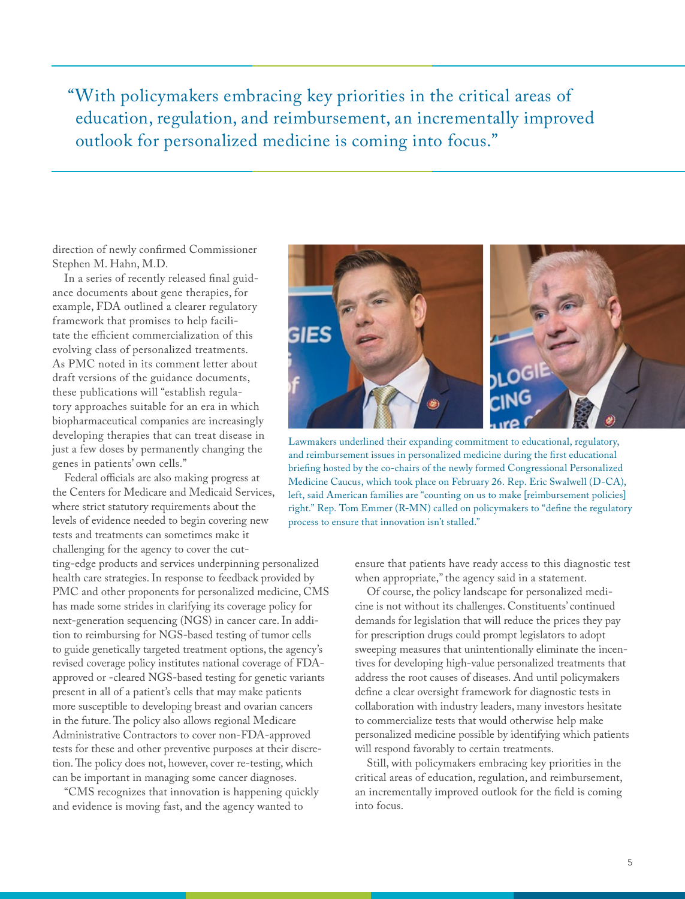> "With policymakers embracing key priorities in the critical areas of education, regulation, and reimbursement, an incrementally improved outlook for personalized medicine is coming into focus."

direction of newly confirmed Commissioner Stephen M. Hahn, M.D.

In a series of recently released final guidance documents about gene therapies, for example, FDA outlined a clearer regulatory framework that promises to help facilitate the efficient commercialization of this evolving class of personalized treatments. As PMC noted in its comment letter about draft versions of the guidance documents, these publications will "establish regulatory approaches suitable for an era in which biopharmaceutical companies are increasingly developing therapies that can treat disease in just a few doses by permanently changing the genes in patients' own cells."

Federal officials are also making progress at the Centers for Medicare and Medicaid Services, where strict statutory requirements about the levels of evidence needed to begin covering new tests and treatments can sometimes make it challenging for the agency to cover the cutting-edge products and services underpinning personalized health care strategies. In response to feedback provided by PMC and other proponents for personalized medicine, CMS has made some strides in clarifying its coverage policy for next-generation sequencing (NGS) in cancer care. In addition to reimbursing for NGS-based testing of tumor cells to guide genetically targeted treatment options, the agency's revised coverage policy institutes national coverage of FDA-approved or -cleared NGS-based testing for genetic variants present in all of a patient's cells that may make patients more susceptible to developing breast and ovarian cancers in the future. The policy also allows regional Medicare Administrative Contractors to cover non-FDA-approved tests for these and other preventive purposes at their discretion. The policy does not, however, cover re-testing, which can be important in managing some cancer diagnoses.

"CMS recognizes that innovation is happening quickly and evidence is moving fast, and the agency wanted to ensure that patients have ready access to this diagnostic test when appropriate," the agency said in a statement.

Lawmakers underlined their expanding commitment to educational, regulatory, and reimbursement issues in personalized medicine during the first educational briefing hosted by the co-chairs of the newly formed Congressional Personalized Medicine Caucus, which took place on February 26. Rep. Eric Swalwell (D-CA), left, said American families are "counting on us to make [reimbursement policies] right." Rep. Tom Emmer (R-MN) called on policymakers to "define the regulatory process to ensure that innovation isn't stalled."

Of course, the policy landscape for personalized medicine is not without its challenges. Constituents' continued demands for legislation that will reduce the prices they pay for prescription drugs could prompt legislators to adopt sweeping measures that unintentionally eliminate the incentives for developing high-value personalized treatments that address the root causes of diseases. And until policymakers define a clear oversight framework for diagnostic tests in collaboration with industry leaders, many investors hesitate to commercialize tests that would otherwise help make personalized medicine possible by identifying which patients will respond favorably to certain treatments.

Still, with policymakers embracing key priorities in the critical areas of education, regulation, and reimbursement, an incrementally improved outlook for the field is coming into focus.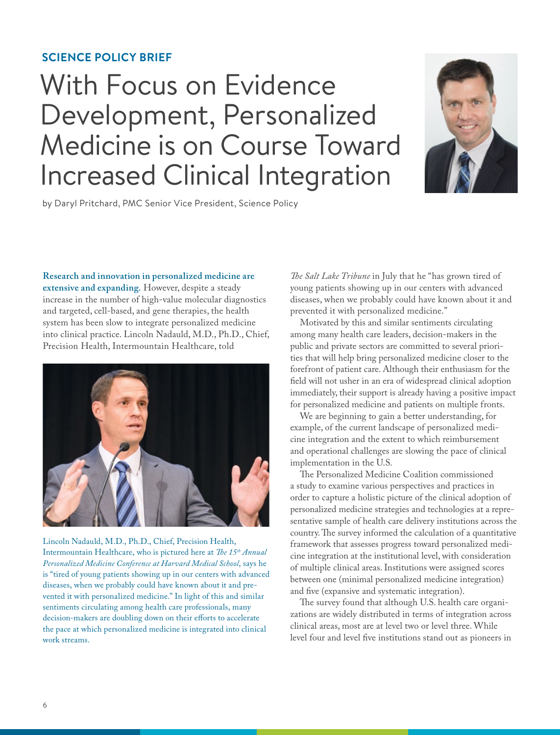**SCIENCE POLICY BRIEF**

# With Focus on Evidence Development, Personalized Medicine is on Course Toward Increased Clinical Integration

by Daryl Pritchard, PMC Senior Vice President, Science Policy

**Research and innovation in personalized medicine are extensive and expanding.** However, despite a steady increase in the number of high-value molecular diagnostics and targeted, cell-based, and gene therapies, the health system has been slow to integrate personalized medicine into clinical practice. Lincoln Nadauld, M.D., Ph.D., Chief, Precision Health, Intermountain Healthcare, told *The Salt Lake Tribune* in July that he "has grown tired of young patients showing up in our centers with advanced diseases, when we probably could have known about it and prevented it with personalized medicine."

Lincoln Nadauld, M.D., Ph.D., Chief, Precision Health, Intermountain Healthcare, who is pictured here at *The 15th Annual Personalized Medicine Conference at Harvard Medical School*, says he is "tired of young patients showing up in our centers with advanced diseases, when we probably could have known about it and prevented it with personalized medicine." In light of this and similar sentiments circulating among health care professionals, many decision-makers are doubling down on their efforts to accelerate the pace at which personalized medicine is integrated into clinical work streams.

Motivated by this and similar sentiments circulating among many health care leaders, decision-makers in the public and private sectors are committed to several priorities that will help bring personalized medicine closer to the forefront of patient care. Although their enthusiasm for the field will not usher in an era of widespread clinical adoption immediately, their support is already having a positive impact for personalized medicine and patients on multiple fronts.

We are beginning to gain a better understanding, for example, of the current landscape of personalized medicine integration and the extent to which reimbursement and operational challenges are slowing the pace of clinical implementation in the U.S.

The Personalized Medicine Coalition commissioned a study to examine various perspectives and practices in order to capture a holistic picture of the clinical adoption of personalized medicine strategies and technologies at a representative sample of health care delivery institutions across the country. The survey informed the calculation of a quantitative framework that assesses progress toward personalized medicine integration at the institutional level, with consideration of multiple clinical areas. Institutions were assigned scores between one (minimal personalized medicine integration) and five (expansive and systematic integration).

The survey found that although U.S. health care organizations are widely distributed in terms of integration across clinical areas, most are at level two or level three. While level four and level five institutions stand out as pioneers in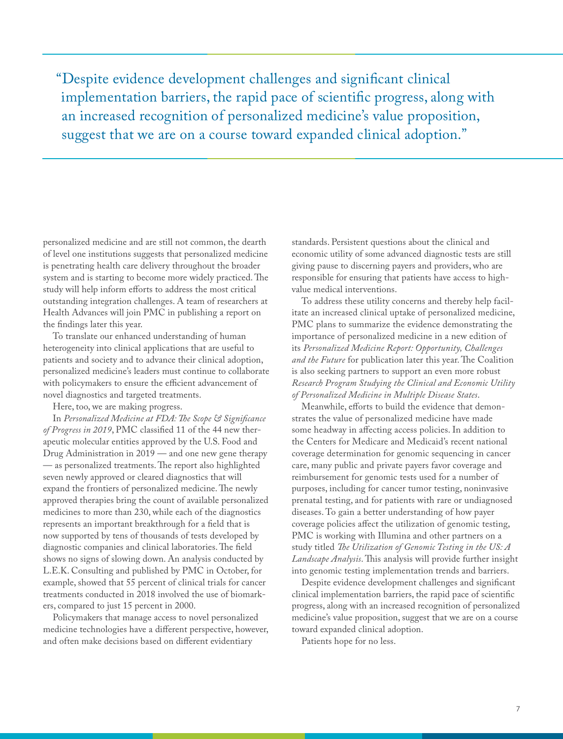> "Despite evidence development challenges and significant clinical implementation barriers, the rapid pace of scientific progress, along with an increased recognition of personalized medicine's value proposition, suggest that we are on a course toward expanded clinical adoption."

personalized medicine and are still not common, the dearth of level one institutions suggests that personalized medicine is penetrating health care delivery throughout the broader system and is starting to become more widely practiced. The study will help inform efforts to address the most critical outstanding integration challenges. A team of researchers at Health Advances will join PMC in publishing a report on the findings later this year.

To translate our enhanced understanding of human heterogeneity into clinical applications that are useful to patients and society and to advance their clinical adoption, personalized medicine's leaders must continue to collaborate with policymakers to ensure the efficient advancement of novel diagnostics and targeted treatments.

Here, too, we are making progress.

In *Personalized Medicine at FDA: The Scope & Significance of Progress in 2019*, PMC classified 11 of the 44 new therapeutic molecular entities approved by the U.S. Food and Drug Administration in 2019 — and one new gene therapy — as personalized treatments. The report also highlighted seven newly approved or cleared diagnostics that will expand the frontiers of personalized medicine. The newly approved therapies bring the count of available personalized medicines to more than 230, while each of the diagnostics represents an important breakthrough for a field that is now supported by tens of thousands of tests developed by diagnostic companies and clinical laboratories. The field shows no signs of slowing down. An analysis conducted by L.E.K. Consulting and published by PMC in October, for example, showed that 55 percent of clinical trials for cancer treatments conducted in 2018 involved the use of biomarkers, compared to just 15 percent in 2000.

Policymakers that manage access to novel personalized medicine technologies have a different perspective, however, and often make decisions based on different evidentiary standards. Persistent questions about the clinical and economic utility of some advanced diagnostic tests are still giving pause to discerning payers and providers, who are responsible for ensuring that patients have access to high-value medical interventions.

To address these utility concerns and thereby help facilitate an increased clinical uptake of personalized medicine, PMC plans to summarize the evidence demonstrating the importance of personalized medicine in a new edition of its *Personalized Medicine Report: Opportunity, Challenges and the Future* for publication later this year. The Coalition is also seeking partners to support an even more robust *Research Program Studying the Clinical and Economic Utility of Personalized Medicine in Multiple Disease States*.

Meanwhile, efforts to build the evidence that demonstrates the value of personalized medicine have made some headway in affecting access policies. In addition to the Centers for Medicare and Medicaid's recent national coverage determination for genomic sequencing in cancer care, many public and private payers favor coverage and reimbursement for genomic tests used for a number of purposes, including for cancer tumor testing, noninvasive prenatal testing, and for patients with rare or undiagnosed diseases. To gain a better understanding of how payer coverage policies affect the utilization of genomic testing, PMC is working with Illumina and other partners on a study titled *The Utilization of Genomic Testing in the US: A Landscape Analysis*. This analysis will provide further insight into genomic testing implementation trends and barriers.

Despite evidence development challenges and significant clinical implementation barriers, the rapid pace of scientific progress, along with an increased recognition of personalized medicine's value proposition, suggest that we are on a course toward expanded clinical adoption.

Patients hope for no less.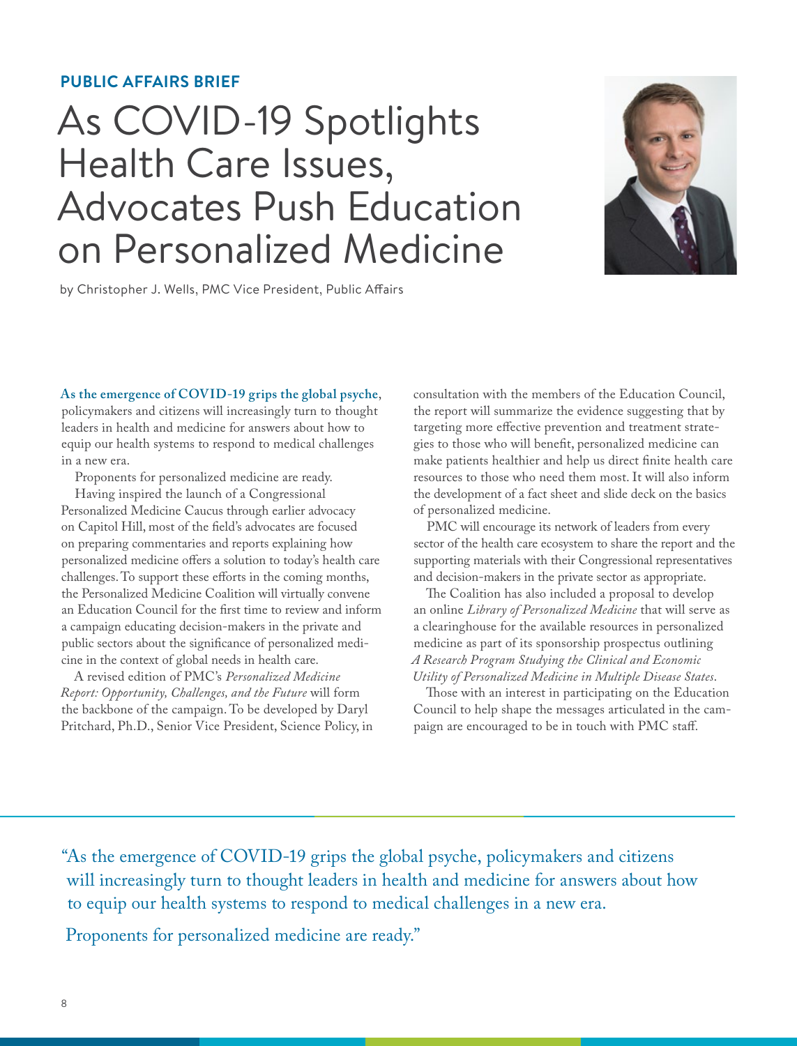**PUBLIC AFFAIRS BRIEF**

# As COVID-19 Spotlights Health Care Issues, Advocates Push Education on Personalized Medicine

by Christopher J. Wells, PMC Vice President, Public Affairs

**As the emergence of COVID-19 grips the global psyche**, policymakers and citizens will increasingly turn to thought leaders in health and medicine for answers about how to equip our health systems to respond to medical challenges in a new era.

Proponents for personalized medicine are ready.

Having inspired the launch of a Congressional Personalized Medicine Caucus through earlier advocacy on Capitol Hill, most of the field's advocates are focused on preparing commentaries and reports explaining how personalized medicine offers a solution to today's health care challenges. To support these efforts in the coming months, the Personalized Medicine Coalition will virtually convene an Education Council for the first time to review and inform a campaign educating decision-makers in the private and public sectors about the significance of personalized medicine in the context of global needs in health care.

A revised edition of PMC's *Personalized Medicine Report: Opportunity, Challenges, and the Future* will form the backbone of the campaign. To be developed by Daryl Pritchard, Ph.D., Senior Vice President, Science Policy, in consultation with the members of the Education Council, the report will summarize the evidence suggesting that by targeting more effective prevention and treatment strategies to those who will benefit, personalized medicine can make patients healthier and help us direct finite health care resources to those who need them most. It will also inform the development of a fact sheet and slide deck on the basics of personalized medicine.

PMC will encourage its network of leaders from every sector of the health care ecosystem to share the report and the supporting materials with their Congressional representatives and decision-makers in the private sector as appropriate.

The Coalition has also included a proposal to develop an online *Library of Personalized Medicine* that will serve as a clearinghouse for the available resources in personalized medicine as part of its sponsorship prospectus outlining *A Research Program Studying the Clinical and Economic Utility of Personalized Medicine in Multiple Disease States*.

Those with an interest in participating on the Education Council to help shape the messages articulated in the campaign are encouraged to be in touch with PMC staff.

> "As the emergence of COVID-19 grips the global psyche, policymakers and citizens will increasingly turn to thought leaders in health and medicine for answers about how to equip our health systems to respond to medical challenges in a new era.
>
> Proponents for personalized medicine are ready."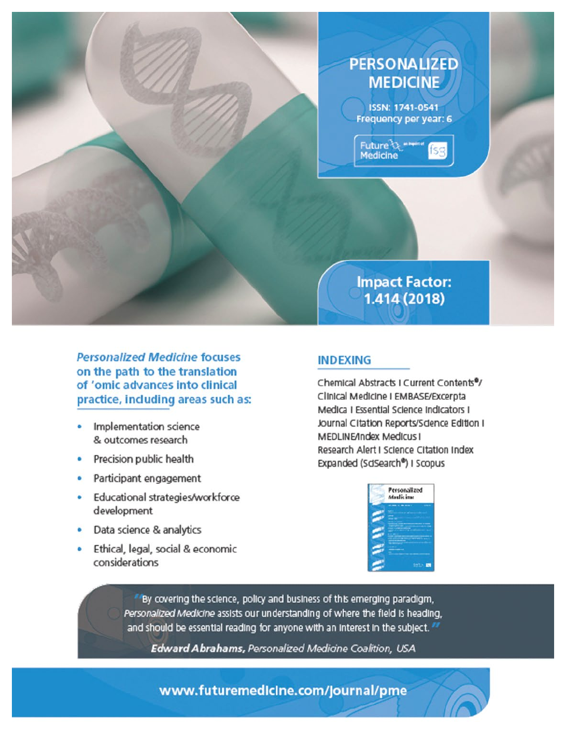# PERSONALIZED MEDICINE

ISSN: 1741-0541
Frequency per year: 6

Future Medicine an imprint of fsg

**Impact Factor: 1.414 (2018)**

***Personalized Medicine* focuses on the path to the translation of 'omic advances into clinical practice, including areas such as:**

- Implementation science & outcomes research
- Precision public health
- Participant engagement
- Educational strategies/workforce development
- Data science & analytics
- Ethical, legal, social & economic considerations

## INDEXING

Chemical Abstracts I Current Contents®/ Clinical Medicine I EMBASE/Excerpta Medica I Essential Science Indicators I Journal Citation Reports/Science Edition I MEDLINE/Index Medicus I Research Alert I Science Citation Index Expanded (SciSearch®) I Scopus

"By covering the science, policy and business of this emerging paradigm, *Personalized Medicine* assists our understanding of where the field is heading, and should be essential reading for anyone with an interest in the subject."

***Edward Abrahams,** Personalized Medicine Coalition, USA*

**www.futuremedicine.com/journal/pme**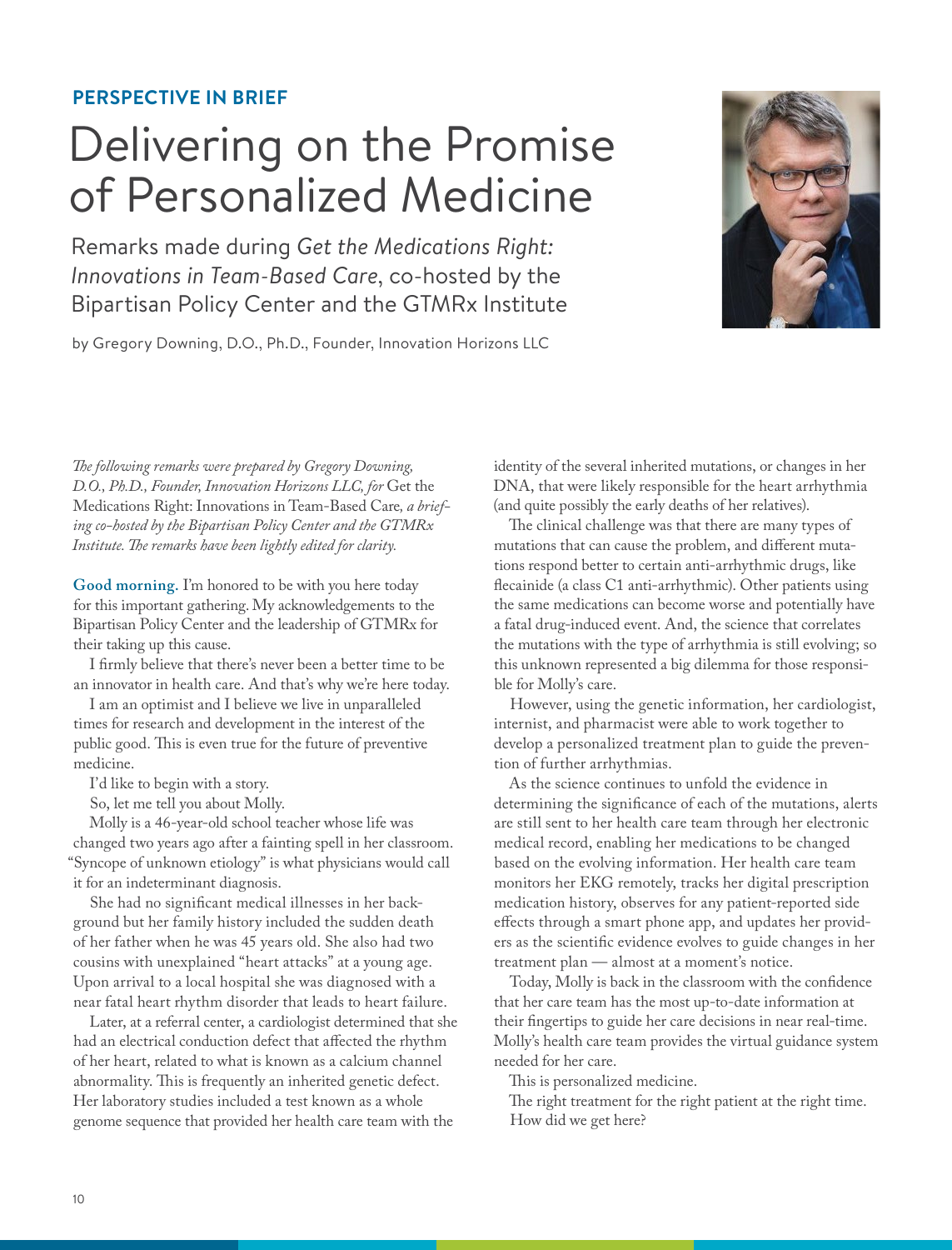**PERSPECTIVE IN BRIEF**

# Delivering on the Promise of Personalized Medicine

Remarks made during *Get the Medications Right: Innovations in Team-Based Care*, co-hosted by the Bipartisan Policy Center and the GTMRx Institute

by Gregory Downing, D.O., Ph.D., Founder, Innovation Horizons LLC

*The following remarks were prepared by Gregory Downing, D.O., Ph.D., Founder, Innovation Horizons LLC, for* Get the Medications Right: Innovations in Team-Based Care*, a briefing co-hosted by the Bipartisan Policy Center and the GTMRx Institute. The remarks have been lightly edited for clarity.*

**Good morning.** I'm honored to be with you here today for this important gathering. My acknowledgements to the Bipartisan Policy Center and the leadership of GTMRx for their taking up this cause.

I firmly believe that there's never been a better time to be an innovator in health care. And that's why we're here today.

I am an optimist and I believe we live in unparalleled times for research and development in the interest of the public good. This is even true for the future of preventive medicine.

I'd like to begin with a story.

So, let me tell you about Molly.

Molly is a 46-year-old school teacher whose life was changed two years ago after a fainting spell in her classroom. "Syncope of unknown etiology" is what physicians would call it for an indeterminant diagnosis.

She had no significant medical illnesses in her background but her family history included the sudden death of her father when he was 45 years old. She also had two cousins with unexplained "heart attacks" at a young age. Upon arrival to a local hospital she was diagnosed with a near fatal heart rhythm disorder that leads to heart failure.

Later, at a referral center, a cardiologist determined that she had an electrical conduction defect that affected the rhythm of her heart, related to what is known as a calcium channel abnormality. This is frequently an inherited genetic defect. Her laboratory studies included a test known as a whole genome sequence that provided her health care team with the identity of the several inherited mutations, or changes in her DNA, that were likely responsible for the heart arrhythmia (and quite possibly the early deaths of her relatives).

The clinical challenge was that there are many types of mutations that can cause the problem, and different mutations respond better to certain anti-arrhythmic drugs, like flecainide (a class C1 anti-arrhythmic). Other patients using the same medications can become worse and potentially have a fatal drug-induced event. And, the science that correlates the mutations with the type of arrhythmia is still evolving; so this unknown represented a big dilemma for those responsible for Molly's care.

However, using the genetic information, her cardiologist, internist, and pharmacist were able to work together to develop a personalized treatment plan to guide the prevention of further arrhythmias.

As the science continues to unfold the evidence in determining the significance of each of the mutations, alerts are still sent to her health care team through her electronic medical record, enabling her medications to be changed based on the evolving information. Her health care team monitors her EKG remotely, tracks her digital prescription medication history, observes for any patient-reported side effects through a smart phone app, and updates her providers as the scientific evidence evolves to guide changes in her treatment plan — almost at a moment's notice.

Today, Molly is back in the classroom with the confidence that her care team has the most up-to-date information at their fingertips to guide her care decisions in near real-time. Molly's health care team provides the virtual guidance system needed for her care.

This is personalized medicine.

The right treatment for the right patient at the right time.

How did we get here?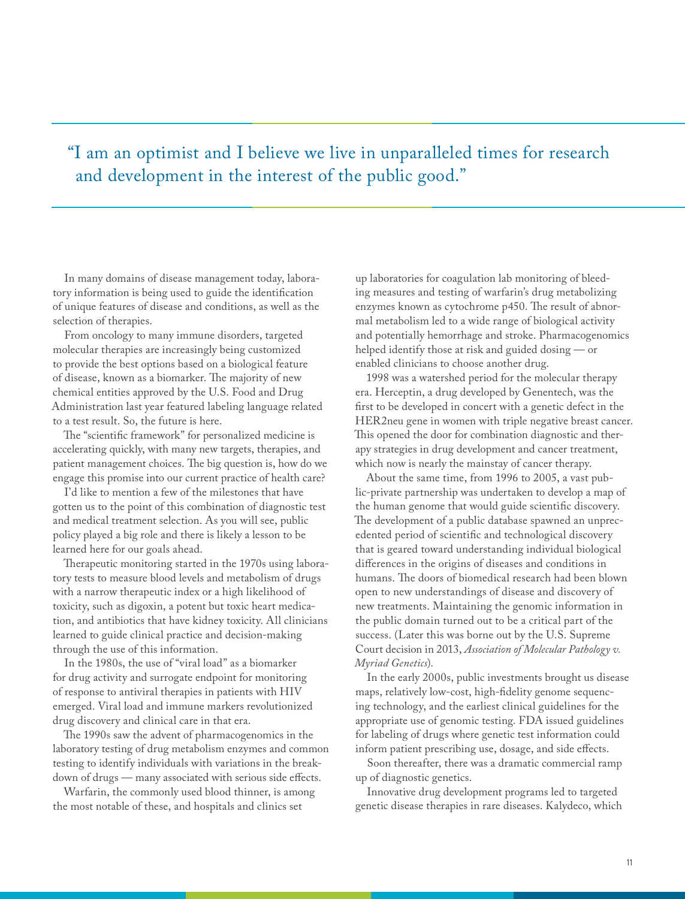> "I am an optimist and I believe we live in unparalleled times for research and development in the interest of the public good."

In many domains of disease management today, laboratory information is being used to guide the identification of unique features of disease and conditions, as well as the selection of therapies.

From oncology to many immune disorders, targeted molecular therapies are increasingly being customized to provide the best options based on a biological feature of disease, known as a biomarker. The majority of new chemical entities approved by the U.S. Food and Drug Administration last year featured labeling language related to a test result. So, the future is here.

The "scientific framework" for personalized medicine is accelerating quickly, with many new targets, therapies, and patient management choices. The big question is, how do we engage this promise into our current practice of health care?

I'd like to mention a few of the milestones that have gotten us to the point of this combination of diagnostic test and medical treatment selection. As you will see, public policy played a big role and there is likely a lesson to be learned here for our goals ahead.

Therapeutic monitoring started in the 1970s using laboratory tests to measure blood levels and metabolism of drugs with a narrow therapeutic index or a high likelihood of toxicity, such as digoxin, a potent but toxic heart medication, and antibiotics that have kidney toxicity. All clinicians learned to guide clinical practice and decision-making through the use of this information.

In the 1980s, the use of "viral load" as a biomarker for drug activity and surrogate endpoint for monitoring of response to antiviral therapies in patients with HIV emerged. Viral load and immune markers revolutionized drug discovery and clinical care in that era.

The 1990s saw the advent of pharmacogenomics in the laboratory testing of drug metabolism enzymes and common testing to identify individuals with variations in the breakdown of drugs — many associated with serious side effects.

Warfarin, the commonly used blood thinner, is among the most notable of these, and hospitals and clinics set up laboratories for coagulation lab monitoring of bleeding measures and testing of warfarin's drug metabolizing enzymes known as cytochrome p450. The result of abnormal metabolism led to a wide range of biological activity and potentially hemorrhage and stroke. Pharmacogenomics helped identify those at risk and guided dosing — or enabled clinicians to choose another drug.

1998 was a watershed period for the molecular therapy era. Herceptin, a drug developed by Genentech, was the first to be developed in concert with a genetic defect in the HER2neu gene in women with triple negative breast cancer. This opened the door for combination diagnostic and therapy strategies in drug development and cancer treatment, which now is nearly the mainstay of cancer therapy.

About the same time, from 1996 to 2005, a vast public-private partnership was undertaken to develop a map of the human genome that would guide scientific discovery. The development of a public database spawned an unprecedented period of scientific and technological discovery that is geared toward understanding individual biological differences in the origins of diseases and conditions in humans. The doors of biomedical research had been blown open to new understandings of disease and discovery of new treatments. Maintaining the genomic information in the public domain turned out to be a critical part of the success. (Later this was borne out by the U.S. Supreme Court decision in 2013, *Association of Molecular Pathology v. Myriad Genetics*).

In the early 2000s, public investments brought us disease maps, relatively low-cost, high-fidelity genome sequencing technology, and the earliest clinical guidelines for the appropriate use of genomic testing. FDA issued guidelines for labeling of drugs where genetic test information could inform patient prescribing use, dosage, and side effects.

Soon thereafter, there was a dramatic commercial ramp up of diagnostic genetics.

Innovative drug development programs led to targeted genetic disease therapies in rare diseases. Kalydeco, which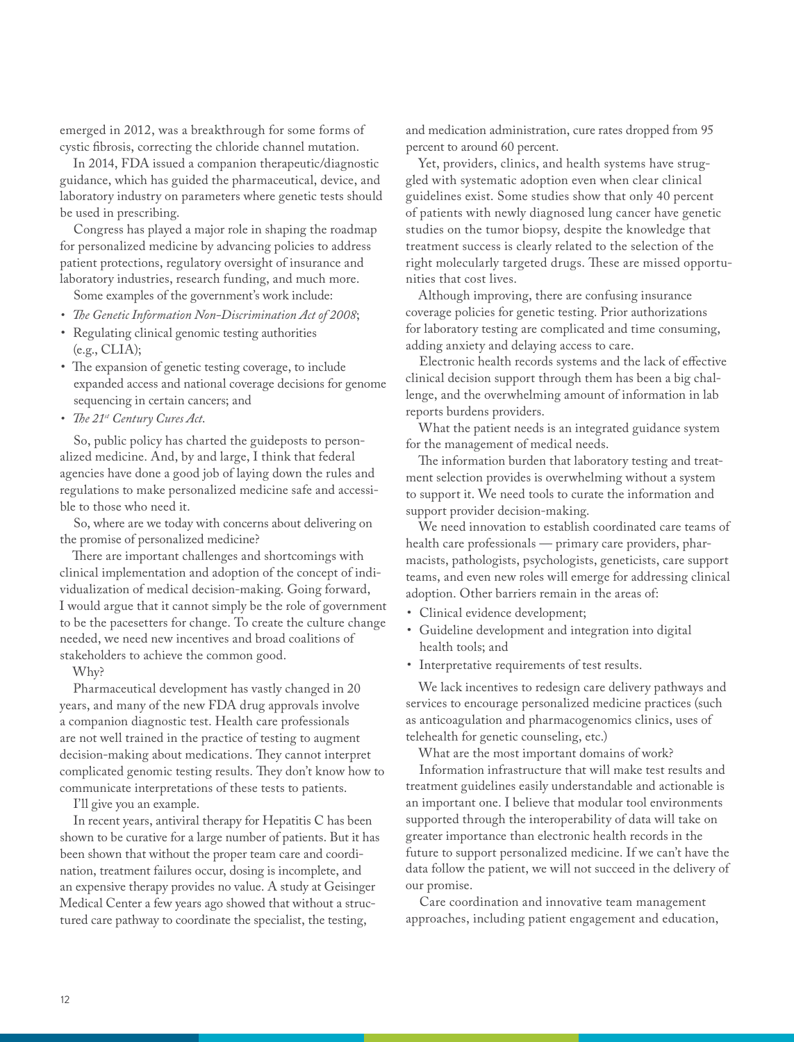emerged in 2012, was a breakthrough for some forms of cystic fibrosis, correcting the chloride channel mutation.

In 2014, FDA issued a companion therapeutic/diagnostic guidance, which has guided the pharmaceutical, device, and laboratory industry on parameters where genetic tests should be used in prescribing.

Congress has played a major role in shaping the roadmap for personalized medicine by advancing policies to address patient protections, regulatory oversight of insurance and laboratory industries, research funding, and much more.

Some examples of the government's work include:

- *The Genetic Information Non-Discrimination Act of 2008*;
- Regulating clinical genomic testing authorities (e.g., CLIA);
- The expansion of genetic testing coverage, to include expanded access and national coverage decisions for genome sequencing in certain cancers; and
- *The 21st Century Cures Act*.

So, public policy has charted the guideposts to personalized medicine. And, by and large, I think that federal agencies have done a good job of laying down the rules and regulations to make personalized medicine safe and accessible to those who need it.

So, where are we today with concerns about delivering on the promise of personalized medicine?

There are important challenges and shortcomings with clinical implementation and adoption of the concept of individualization of medical decision-making. Going forward, I would argue that it cannot simply be the role of government to be the pacesetters for change. To create the culture change needed, we need new incentives and broad coalitions of stakeholders to achieve the common good.

Why?

Pharmaceutical development has vastly changed in 20 years, and many of the new FDA drug approvals involve a companion diagnostic test. Health care professionals are not well trained in the practice of testing to augment decision-making about medications. They cannot interpret complicated genomic testing results. They don't know how to communicate interpretations of these tests to patients.

I'll give you an example.

In recent years, antiviral therapy for Hepatitis C has been shown to be curative for a large number of patients. But it has been shown that without the proper team care and coordination, treatment failures occur, dosing is incomplete, and an expensive therapy provides no value. A study at Geisinger Medical Center a few years ago showed that without a structured care pathway to coordinate the specialist, the testing, and medication administration, cure rates dropped from 95 percent to around 60 percent.

Yet, providers, clinics, and health systems have struggled with systematic adoption even when clear clinical guidelines exist. Some studies show that only 40 percent of patients with newly diagnosed lung cancer have genetic studies on the tumor biopsy, despite the knowledge that treatment success is clearly related to the selection of the right molecularly targeted drugs. These are missed opportunities that cost lives.

Although improving, there are confusing insurance coverage policies for genetic testing. Prior authorizations for laboratory testing are complicated and time consuming, adding anxiety and delaying access to care.

Electronic health records systems and the lack of effective clinical decision support through them has been a big challenge, and the overwhelming amount of information in lab reports burdens providers.

What the patient needs is an integrated guidance system for the management of medical needs.

The information burden that laboratory testing and treatment selection provides is overwhelming without a system to support it. We need tools to curate the information and support provider decision-making.

We need innovation to establish coordinated care teams of health care professionals — primary care providers, pharmacists, pathologists, psychologists, geneticists, care support teams, and even new roles will emerge for addressing clinical adoption. Other barriers remain in the areas of:

- Clinical evidence development;
- Guideline development and integration into digital health tools; and
- Interpretative requirements of test results.

We lack incentives to redesign care delivery pathways and services to encourage personalized medicine practices (such as anticoagulation and pharmacogenomics clinics, uses of telehealth for genetic counseling, etc.)

What are the most important domains of work?

Information infrastructure that will make test results and treatment guidelines easily understandable and actionable is an important one. I believe that modular tool environments supported through the interoperability of data will take on greater importance than electronic health records in the future to support personalized medicine. If we can't have the data follow the patient, we will not succeed in the delivery of our promise.

Care coordination and innovative team management approaches, including patient engagement and education,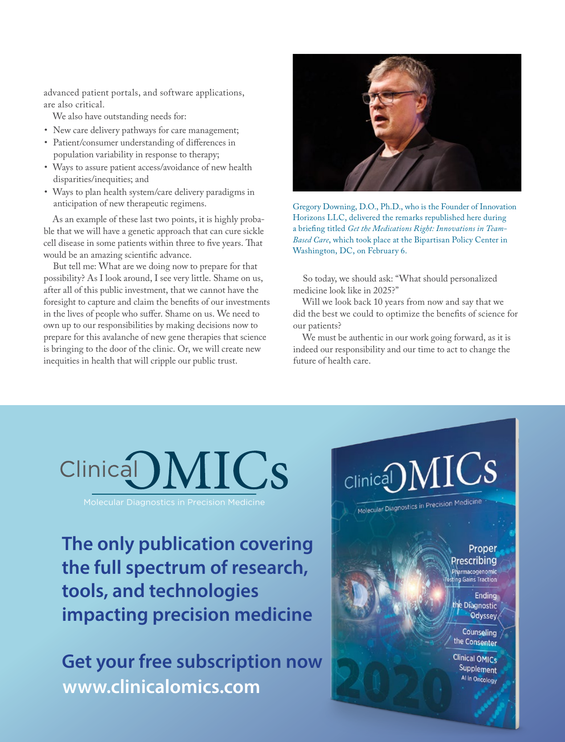advanced patient portals, and software applications, are also critical.

We also have outstanding needs for:

- New care delivery pathways for care management;
- Patient/consumer understanding of differences in population variability in response to therapy;
- Ways to assure patient access/avoidance of new health disparities/inequities; and
- Ways to plan health system/care delivery paradigms in anticipation of new therapeutic regimens.

As an example of these last two points, it is highly probable that we will have a genetic approach that can cure sickle cell disease in some patients within three to five years. That would be an amazing scientific advance.

But tell me: What are we doing now to prepare for that possibility? As I look around, I see very little. Shame on us, after all of this public investment, that we cannot have the foresight to capture and claim the benefits of our investments in the lives of people who suffer. Shame on us. We need to own up to our responsibilities by making decisions now to prepare for this avalanche of new gene therapies that science is bringing to the door of the clinic. Or, we will create new inequities in health that will cripple our public trust.

Gregory Downing, D.O., Ph.D., who is the Founder of Innovation Horizons LLC, delivered the remarks republished here during a briefing titled *Get the Medications Right: Innovations in Team-Based Care*, which took place at the Bipartisan Policy Center in Washington, DC, on February 6.

So today, we should ask: "What should personalized medicine look like in 2025?"

Will we look back 10 years from now and say that we did the best we could to optimize the benefits of science for our patients?

We must be authentic in our work going forward, as it is indeed our responsibility and our time to act to change the future of health care.

Clinical OMICs

Molecular Diagnostics in Precision Medicine

**The only publication covering the full spectrum of research, tools, and technologies impacting precision medicine**

**Get your free subscription now**
**www.clinicalomics.com**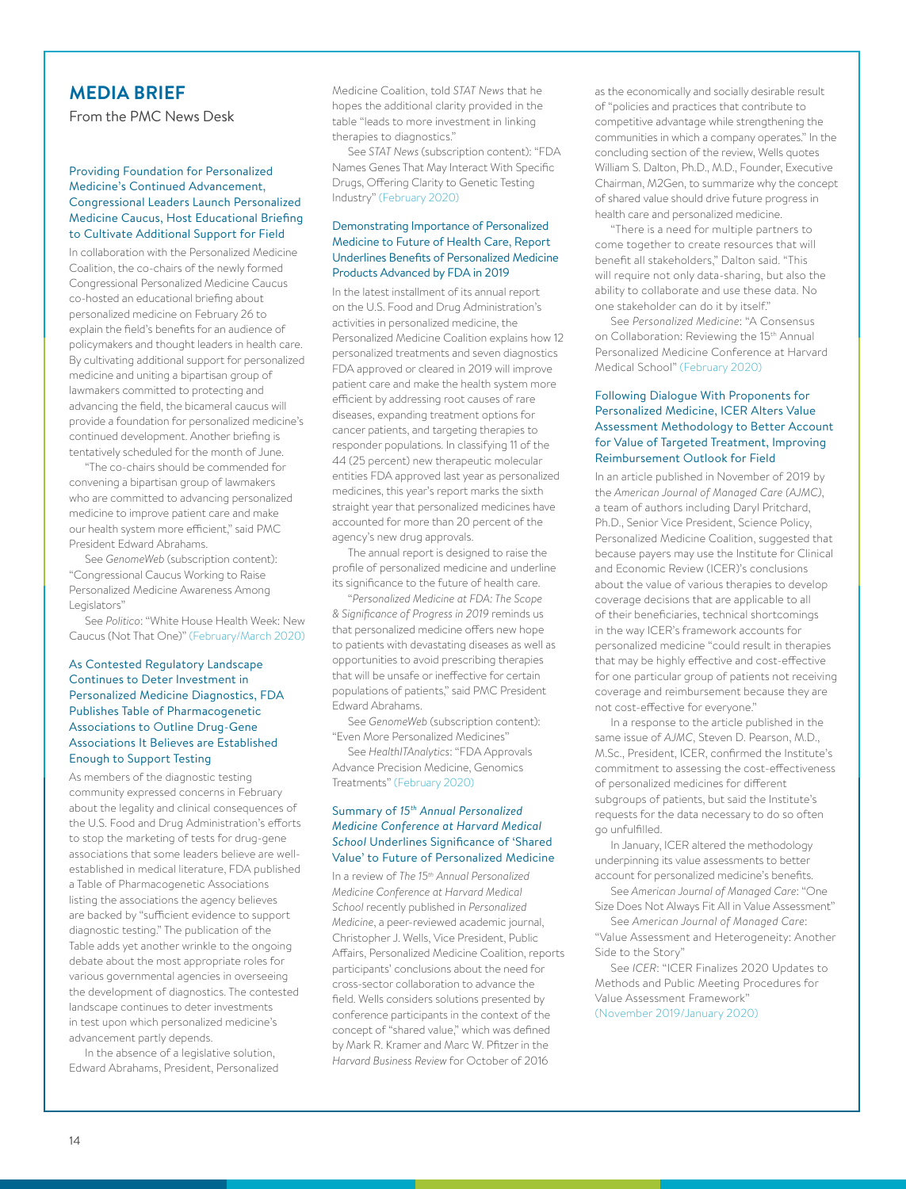## MEDIA BRIEF

From the PMC News Desk

### Providing Foundation for Personalized Medicine's Continued Advancement, Congressional Leaders Launch Personalized Medicine Caucus, Host Educational Briefing to Cultivate Additional Support for Field

In collaboration with the Personalized Medicine Coalition, the co-chairs of the newly formed Congressional Personalized Medicine Caucus co-hosted an educational briefing about personalized medicine on February 26 to explain the field's benefits for an audience of policymakers and thought leaders in health care. By cultivating additional support for personalized medicine and uniting a bipartisan group of lawmakers committed to protecting and advancing the field, the bicameral caucus will provide a foundation for personalized medicine's continued development. Another briefing is tentatively scheduled for the month of June.

"The co-chairs should be commended for convening a bipartisan group of lawmakers who are committed to advancing personalized medicine to improve patient care and make our health system more efficient," said PMC President Edward Abrahams.

See *GenomeWeb* (subscription content): "Congressional Caucus Working to Raise Personalized Medicine Awareness Among Legislators"

See *Politico*: "White House Health Week: New Caucus (Not That One)" (February/March 2020)

### As Contested Regulatory Landscape Continues to Deter Investment in Personalized Medicine Diagnostics, FDA Publishes Table of Pharmacogenetic Associations to Outline Drug-Gene Associations It Believes are Established Enough to Support Testing

As members of the diagnostic testing community expressed concerns in February about the legality and clinical consequences of the U.S. Food and Drug Administration's efforts to stop the marketing of tests for drug-gene associations that some leaders believe are well-established in medical literature, FDA published a Table of Pharmacogenetic Associations listing the associations the agency believes are backed by "sufficient evidence to support diagnostic testing." The publication of the Table adds yet another wrinkle to the ongoing debate about the most appropriate roles for various governmental agencies in overseeing the development of diagnostics. The contested landscape continues to deter investments in test upon which personalized medicine's advancement partly depends.

In the absence of a legislative solution, Edward Abrahams, President, Personalized Medicine Coalition, told *STAT News* that he hopes the additional clarity provided in the table "leads to more investment in linking therapies to diagnostics."

See *STAT News* (subscription content): "FDA Names Genes That May Interact With Specific Drugs, Offering Clarity to Genetic Testing Industry" (February 2020)

### Demonstrating Importance of Personalized Medicine to Future of Health Care, Report Underlines Benefits of Personalized Medicine Products Advanced by FDA in 2019

In the latest installment of its annual report on the U.S. Food and Drug Administration's activities in personalized medicine, the Personalized Medicine Coalition explains how 12 personalized treatments and seven diagnostics FDA approved or cleared in 2019 will improve patient care and make the health system more efficient by addressing root causes of rare diseases, expanding treatment options for cancer patients, and targeting therapies to responder populations. In classifying 11 of the 44 (25 percent) new therapeutic molecular entities FDA approved last year as personalized medicines, this year's report marks the sixth straight year that personalized medicines have accounted for more than 20 percent of the agency's new drug approvals.

The annual report is designed to raise the profile of personalized medicine and underline its significance to the future of health care.

"*Personalized Medicine at FDA: The Scope & Significance of Progress in 2019* reminds us that personalized medicine offers new hope to patients with devastating diseases as well as opportunities to avoid prescribing therapies that will be unsafe or ineffective for certain populations of patients," said PMC President Edward Abrahams.

See *GenomeWeb* (subscription content): "Even More Personalized Medicines"

See *HealthITAnalytics*: "FDA Approvals Advance Precision Medicine, Genomics Treatments" (February 2020)

### Summary of *15th Annual Personalized Medicine Conference at Harvard Medical School* Underlines Significance of 'Shared Value' to Future of Personalized Medicine

In a review of *The 15th Annual Personalized Medicine Conference at Harvard Medical School* recently published in *Personalized Medicine*, a peer-reviewed academic journal, Christopher J. Wells, Vice President, Public Affairs, Personalized Medicine Coalition, reports participants' conclusions about the need for cross-sector collaboration to advance the field. Wells considers solutions presented by conference participants in the context of the concept of "shared value," which was defined by Mark R. Kramer and Marc W. Pfitzer in the *Harvard Business Review* for October of 2016 as the economically and socially desirable result of "policies and practices that contribute to competitive advantage while strengthening the communities in which a company operates." In the concluding section of the review, Wells quotes William S. Dalton, Ph.D., M.D., Founder, Executive Chairman, M2Gen, to summarize why the concept of shared value should drive future progress in health care and personalized medicine.

"There is a need for multiple partners to come together to create resources that will benefit all stakeholders," Dalton said. "This will require not only data-sharing, but also the ability to collaborate and use these data. No one stakeholder can do it by itself."

See *Personalized Medicine*: "A Consensus on Collaboration: Reviewing the 15th Annual Personalized Medicine Conference at Harvard Medical School" (February 2020)

### Following Dialogue With Proponents for Personalized Medicine, ICER Alters Value Assessment Methodology to Better Account for Value of Targeted Treatment, Improving Reimbursement Outlook for Field

In an article published in November of 2019 by the *American Journal of Managed Care* (*AJMC*), a team of authors including Daryl Pritchard, Ph.D., Senior Vice President, Science Policy, Personalized Medicine Coalition, suggested that because payers may use the Institute for Clinical and Economic Review (ICER)'s conclusions about the value of various therapies to develop coverage decisions that are applicable to all of their beneficiaries, technical shortcomings in the way ICER's framework accounts for personalized medicine "could result in therapies that may be highly effective and cost-effective for one particular group of patients not receiving coverage and reimbursement because they are not cost-effective for everyone."

In a response to the article published in the same issue of *AJMC*, Steven D. Pearson, M.D., M.Sc., President, ICER, confirmed the Institute's commitment to assessing the cost-effectiveness of personalized medicines for different subgroups of patients, but said the Institute's requests for the data necessary to do so often go unfulfilled.

In January, ICER altered the methodology underpinning its value assessments to better account for personalized medicine's benefits.

See *American Journal of Managed Care*: "One Size Does Not Always Fit All in Value Assessment"

See *American Journal of Managed Care*: "Value Assessment and Heterogeneity: Another Side to the Story"

See *ICER*: "ICER Finalizes 2020 Updates to Methods and Public Meeting Procedures for Value Assessment Framework" (November 2019/January 2020)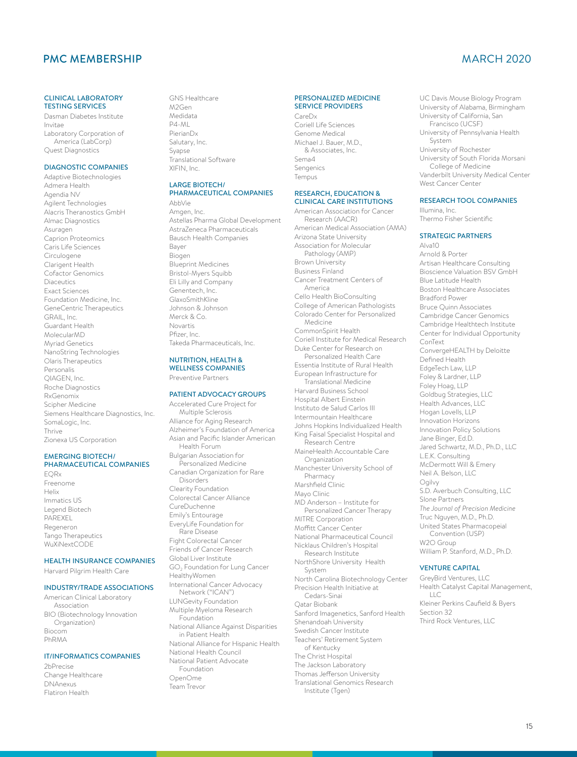# PMC MEMBERSHIP

MARCH 2020

## CLINICAL LABORATORY TESTING SERVICES

Dasman Diabetes Institute
Invitae
Laboratory Corporation of America (LabCorp)
Quest Diagnostics

## DIAGNOSTIC COMPANIES

Adaptive Biotechnologies
Admera Health
Agendia NV
Agilent Technologies
Alacris Theranostics GmbH
Almac Diagnostics
Asuragen
Caprion Proteomics
Caris Life Sciences
Circulogene
Clarigent Health
Cofactor Genomics
Diaceutics
Exact Sciences
Foundation Medicine, Inc.
GeneCentric Therapeutics
GRAIL, Inc.
Guardant Health
MolecularMD
Myriad Genetics
NanoString Technologies
Olaris Therapeutics
Personalis
QIAGEN, Inc.
Roche Diagnostics
RxGenomix
Scipher Medicine
Siemens Healthcare Diagnostics, Inc.
SomaLogic, Inc.
Thrive
Zionexa US Corporation

## EMERGING BIOTECH/ PHARMACEUTICAL COMPANIES

EQRx
Freenome
Helix
Immatics US
Legend Biotech
PAREXEL
Regeneron
Tango Therapeutics
WuXiNextCODE

## HEALTH INSURANCE COMPANIES

Harvard Pilgrim Health Care

## INDUSTRY/TRADE ASSOCIATIONS

American Clinical Laboratory Association
BIO (Biotechnology Innovation Organization)
Biocom
PhRMA

## IT/INFORMATICS COMPANIES

2bPrecise
Change Healthcare
DNAnexus
Flatiron Health
GNS Healthcare
M2Gen
Medidata
P4-ML
PierianDx
Salutary, Inc.
Syapse
Translational Software
XIFIN, Inc.

## LARGE BIOTECH/ PHARMACEUTICAL COMPANIES

AbbVie
Amgen, Inc.
Astellas Pharma Global Development
AstraZeneca Pharmaceuticals
Bausch Health Companies
Bayer
Biogen
Blueprint Medicines
Bristol-Myers Squibb
Eli Lilly and Company
Genentech, Inc.
GlaxoSmithKline
Johnson & Johnson
Merck & Co.
Novartis
Pfizer, Inc.
Takeda Pharmaceuticals, Inc.

## NUTRITION, HEALTH & WELLNESS COMPANIES

Preventive Partners

## PATIENT ADVOCACY GROUPS

Accelerated Cure Project for Multiple Sclerosis
Alliance for Aging Research
Alzheimer's Foundation of America
Asian and Pacific Islander American Health Forum
Bulgarian Association for Personalized Medicine
Canadian Organization for Rare Disorders
Clearity Foundation
Colorectal Cancer Alliance
CureDuchenne
Emily's Entourage
EveryLife Foundation for Rare Disease
Fight Colorectal Cancer
Friends of Cancer Research
Global Liver Institute
$GO_2$ Foundation for Lung Cancer
HealthyWomen
International Cancer Advocacy Network ("ICAN")
LUNGevity Foundation
Multiple Myeloma Research Foundation
National Alliance Against Disparities in Patient Health
National Alliance for Hispanic Health
National Health Council
National Patient Advocate Foundation
OpenOme
Team Trevor

## PERSONALIZED MEDICINE SERVICE PROVIDERS

CareDx
Coriell Life Sciences
Genome Medical
Michael J. Bauer, M.D., & Associates, Inc.
Sema4
Sengenics
Tempus

## RESEARCH, EDUCATION & CLINICAL CARE INSTITUTIONS

American Association for Cancer Research (AACR)
American Medical Association (AMA)
Arizona State University
Association for Molecular Pathology (AMP)
Brown University
Business Finland
Cancer Treatment Centers of America
Cello Health BioConsulting
College of American Pathologists
Colorado Center for Personalized Medicine
CommonSpirit Health
Coriell Institute for Medical Research
Duke Center for Research on Personalized Health Care
Essentia Institute of Rural Health
European Infrastructure for Translational Medicine
Harvard Business School
Hospital Albert Einstein
Instituto de Salud Carlos III
Intermountain Healthcare
Johns Hopkins Individualized Health
King Faisal Specialist Hospital and Research Centre
MaineHealth Accountable Care Organization
Manchester University School of Pharmacy
Marshfield Clinic
Mayo Clinic
MD Anderson – Institute for Personalized Cancer Therapy
MITRE Corporation
Moffitt Cancer Center
National Pharmaceutical Council
Nicklaus Children's Hospital Research Institute
NorthShore University Health System
North Carolina Biotechnology Center
Precision Health Initiative at Cedars-Sinai
Qatar Biobank
Sanford Imagenetics, Sanford Health
Shenandoah University
Swedish Cancer Institute
Teachers' Retirement System of Kentucky
The Christ Hospital
The Jackson Laboratory
Thomas Jefferson University
Translational Genomics Research Institute (Tgen)
UC Davis Mouse Biology Program
University of Alabama, Birmingham
University of California, San Francisco (UCSF)
University of Pennsylvania Health System
University of Rochester
University of South Florida Morsani College of Medicine
Vanderbilt University Medical Center
West Cancer Center

## RESEARCH TOOL COMPANIES

Illumina, Inc.
Thermo Fisher Scientific

## STRATEGIC PARTNERS

Alva10
Arnold & Porter
Artisan Healthcare Consulting
Bioscience Valuation BSV GmbH
Blue Latitude Health
Boston Healthcare Associates
Bradford Power
Bruce Quinn Associates
Cambridge Cancer Genomics
Cambridge Healthtech Institute
Center for Individual Opportunity
ConText
ConvergeHEALTH by Deloitte
Defined Health
EdgeTech Law, LLP
Foley & Lardner, LLP
Foley Hoag, LLP
Goldbug Strategies, LLC
Health Advances, LLC
Hogan Lovells, LLP
Innovation Horizons
Innovation Policy Solutions
Jane Binger, Ed.D.
Jared Schwartz, M.D., Ph.D., LLC
L.E.K. Consulting
McDermott Will & Emery
Neil A. Belson, LLC
Ogilvy
S.D. Averbuch Consulting, LLC
Slone Partners
*The Journal of Precision Medicine*
Truc Nguyen, M.D., Ph.D.
United States Pharmacopeial Convention (USP)
W2O Group
William P. Stanford, M.D., Ph.D.

## VENTURE CAPITAL

GreyBird Ventures, LLC
Health Catalyst Capital Management, LLC
Kleiner Perkins Caufield & Byers
Section 32
Third Rock Ventures, LLC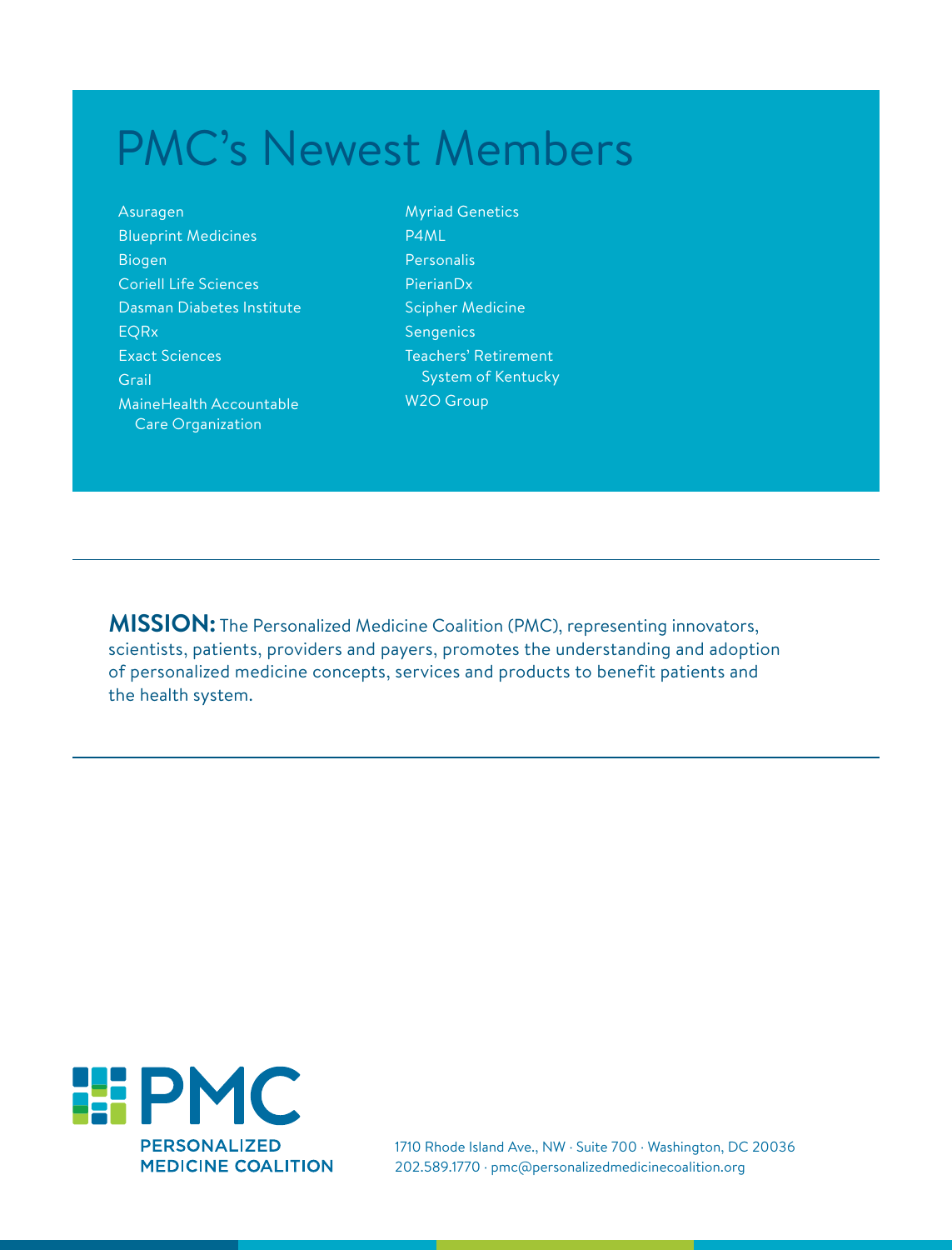# PMC's Newest Members

- Asuragen
- Blueprint Medicines
- Biogen
- Coriell Life Sciences
- Dasman Diabetes Institute
- EQRx
- Exact Sciences
- Grail
- MaineHealth Accountable Care Organization
- Myriad Genetics
- P4ML
- Personalis
- PierianDx
- Scipher Medicine
- Sengenics
- Teachers' Retirement System of Kentucky
- W2O Group

**MISSION:** The Personalized Medicine Coalition (PMC), representing innovators, scientists, patients, providers and payers, promotes the understanding and adoption of personalized medicine concepts, services and products to benefit patients and the health system.

PMC
PERSONALIZED MEDICINE COALITION

1710 Rhode Island Ave., NW · Suite 700 · Washington, DC 20036
202.589.1770 · pmc@personalizedmedicinecoalition.org